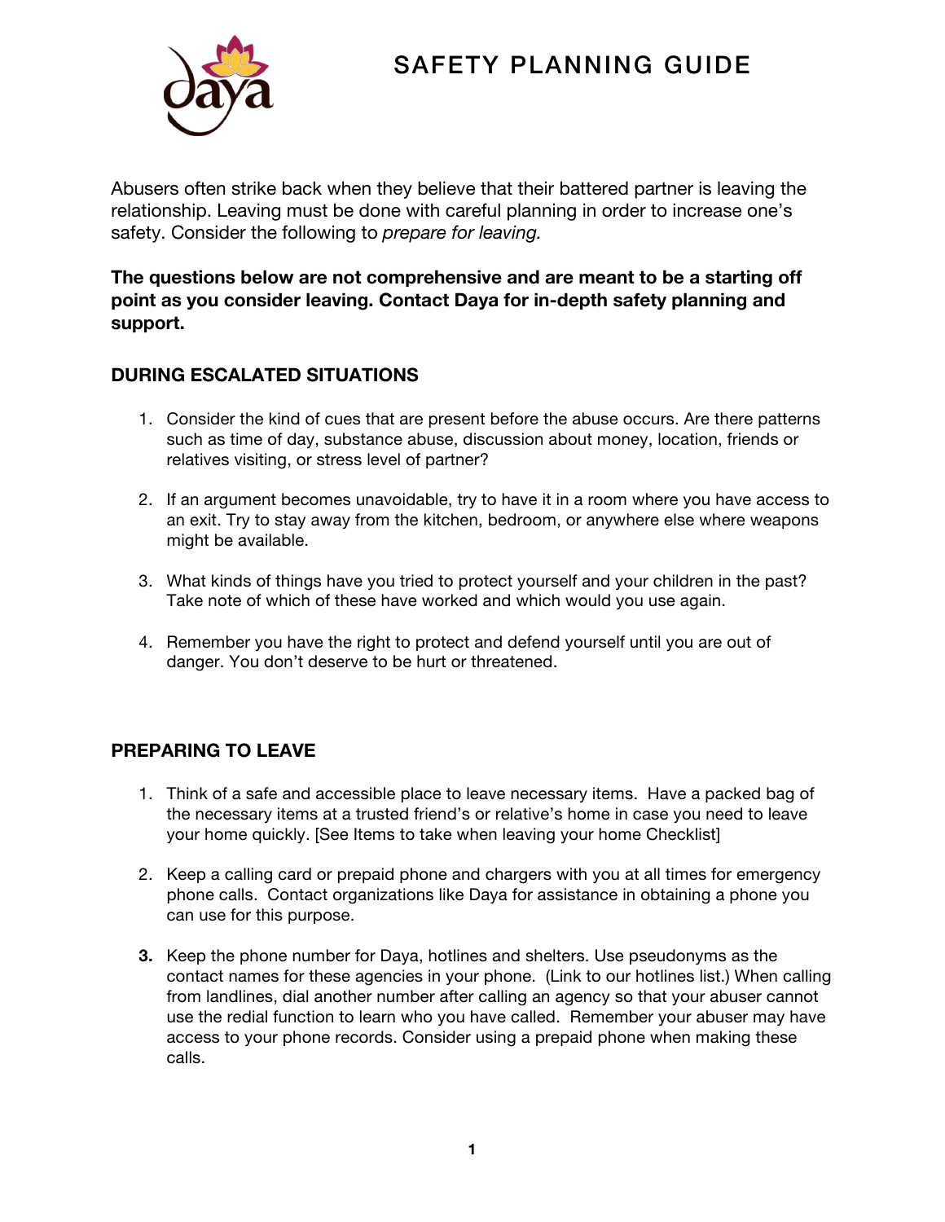# SAFETY PLANNING GUIDE

Abusers often strike back when they believe that their battered partner is leaving the relationship. Leaving must be done with careful planning in order to increase one's safety. Consider the following to *prepare for leaving.*

**The questions below are not comprehensive and are meant to be a starting off point as you consider leaving. Contact Daya for in-depth safety planning and support.**

### DURING ESCALATED SITUATIONS

1. Consider the kind of cues that are present before the abuse occurs. Are there patterns such as time of day, substance abuse, discussion about money, location, friends or relatives visiting, or stress level of partner?

2. If an argument becomes unavoidable, try to have it in a room where you have access to an exit. Try to stay away from the kitchen, bedroom, or anywhere else where weapons might be available.

3. What kinds of things have you tried to protect yourself and your children in the past? Take note of which of these have worked and which would you use again.

4. Remember you have the right to protect and defend yourself until you are out of danger. You don't deserve to be hurt or threatened.

### PREPARING TO LEAVE

1. Think of a safe and accessible place to leave necessary items. Have a packed bag of the necessary items at a trusted friend's or relative's home in case you need to leave your home quickly. [See Items to take when leaving your home Checklist]

2. Keep a calling card or prepaid phone and chargers with you at all times for emergency phone calls. Contact organizations like Daya for assistance in obtaining a phone you can use for this purpose.

3. Keep the phone number for Daya, hotlines and shelters. Use pseudonyms as the contact names for these agencies in your phone. (Link to our hotlines list.) When calling from landlines, dial another number after calling an agency so that your abuser cannot use the redial function to learn who you have called. Remember your abuser may have access to your phone records. Consider using a prepaid phone when making these calls.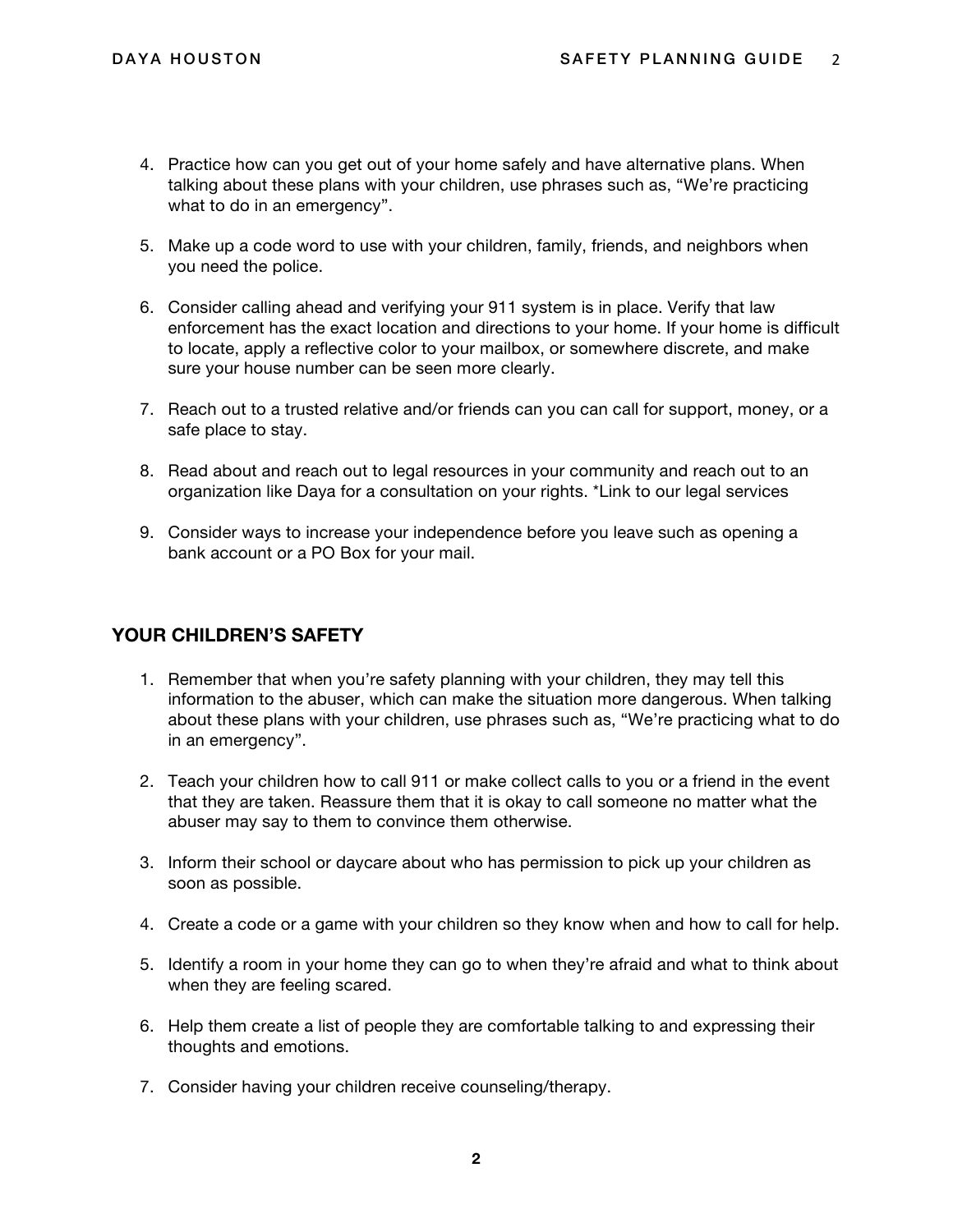4. Practice how can you get out of your home safely and have alternative plans. When talking about these plans with your children, use phrases such as, "We're practicing what to do in an emergency".

5. Make up a code word to use with your children, family, friends, and neighbors when you need the police.

6. Consider calling ahead and verifying your 911 system is in place. Verify that law enforcement has the exact location and directions to your home. If your home is difficult to locate, apply a reflective color to your mailbox, or somewhere discrete, and make sure your house number can be seen more clearly.

7. Reach out to a trusted relative and/or friends can you can call for support, money, or a safe place to stay.

8. Read about and reach out to legal resources in your community and reach out to an organization like Daya for a consultation on your rights. *Link to our legal services

9. Consider ways to increase your independence before you leave such as opening a bank account or a PO Box for your mail.

## YOUR CHILDREN'S SAFETY

1. Remember that when you're safety planning with your children, they may tell this information to the abuser, which can make the situation more dangerous. When talking about these plans with your children, use phrases such as, "We're practicing what to do in an emergency".

2. Teach your children how to call 911 or make collect calls to you or a friend in the event that they are taken. Reassure them that it is okay to call someone no matter what the abuser may say to them to convince them otherwise.

3. Inform their school or daycare about who has permission to pick up your children as soon as possible.

4. Create a code or a game with your children so they know when and how to call for help.

5. Identify a room in your home they can go to when they're afraid and what to think about when they are feeling scared.

6. Help them create a list of people they are comfortable talking to and expressing their thoughts and emotions.

7. Consider having your children receive counseling/therapy.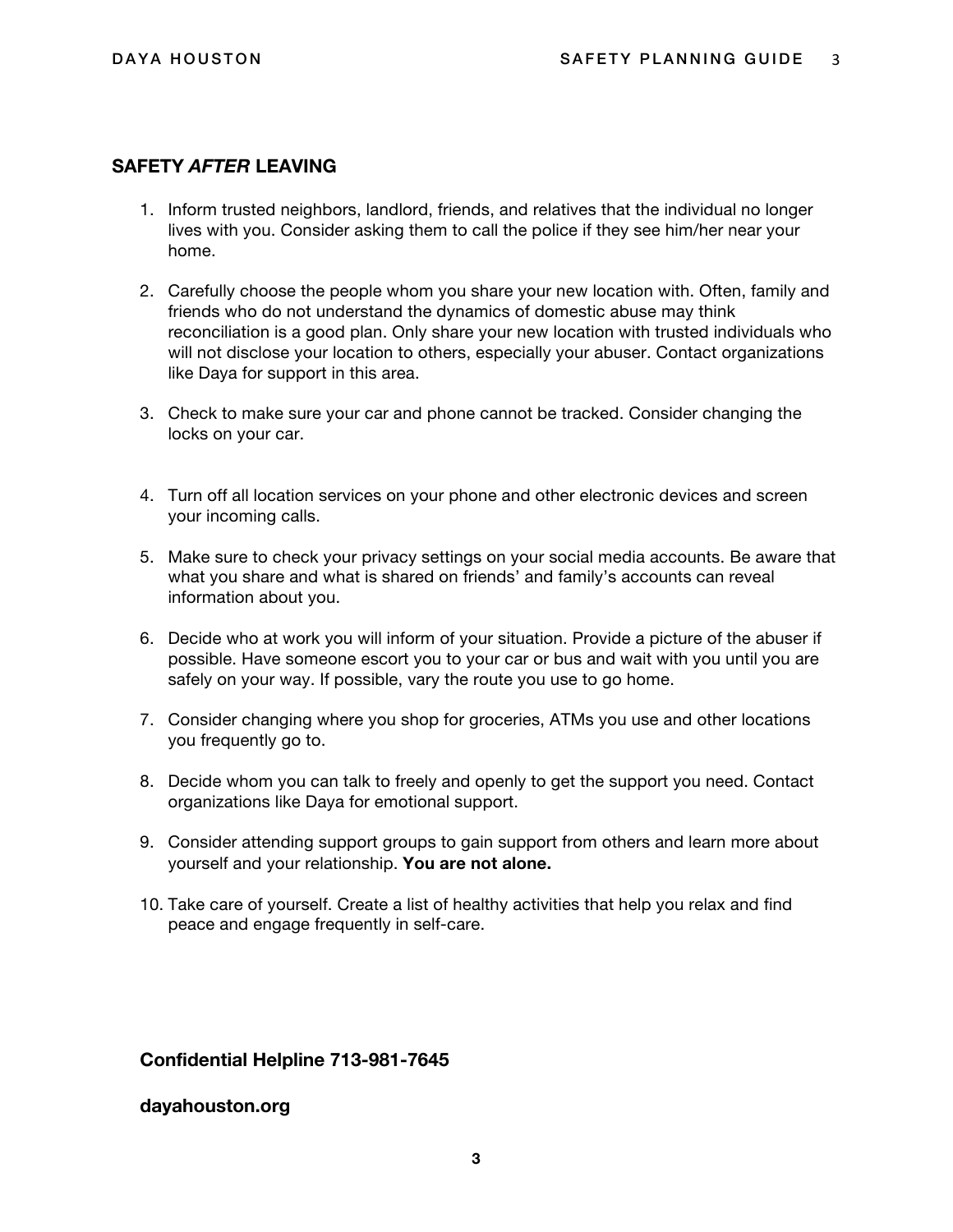## SAFETY *AFTER* LEAVING

1. Inform trusted neighbors, landlord, friends, and relatives that the individual no longer lives with you. Consider asking them to call the police if they see him/her near your home.

2. Carefully choose the people whom you share your new location with. Often, family and friends who do not understand the dynamics of domestic abuse may think reconciliation is a good plan. Only share your new location with trusted individuals who will not disclose your location to others, especially your abuser. Contact organizations like Daya for support in this area.

3. Check to make sure your car and phone cannot be tracked. Consider changing the locks on your car.

4. Turn off all location services on your phone and other electronic devices and screen your incoming calls.

5. Make sure to check your privacy settings on your social media accounts. Be aware that what you share and what is shared on friends' and family's accounts can reveal information about you.

6. Decide who at work you will inform of your situation. Provide a picture of the abuser if possible. Have someone escort you to your car or bus and wait with you until you are safely on your way. If possible, vary the route you use to go home.

7. Consider changing where you shop for groceries, ATMs you use and other locations you frequently go to.

8. Decide whom you can talk to freely and openly to get the support you need. Contact organizations like Daya for emotional support.

9. Consider attending support groups to gain support from others and learn more about yourself and your relationship. **You are not alone.**

10. Take care of yourself. Create a list of healthy activities that help you relax and find peace and engage frequently in self-care.

**Confidential Helpline 713-981-7645**

**dayahouston.org**